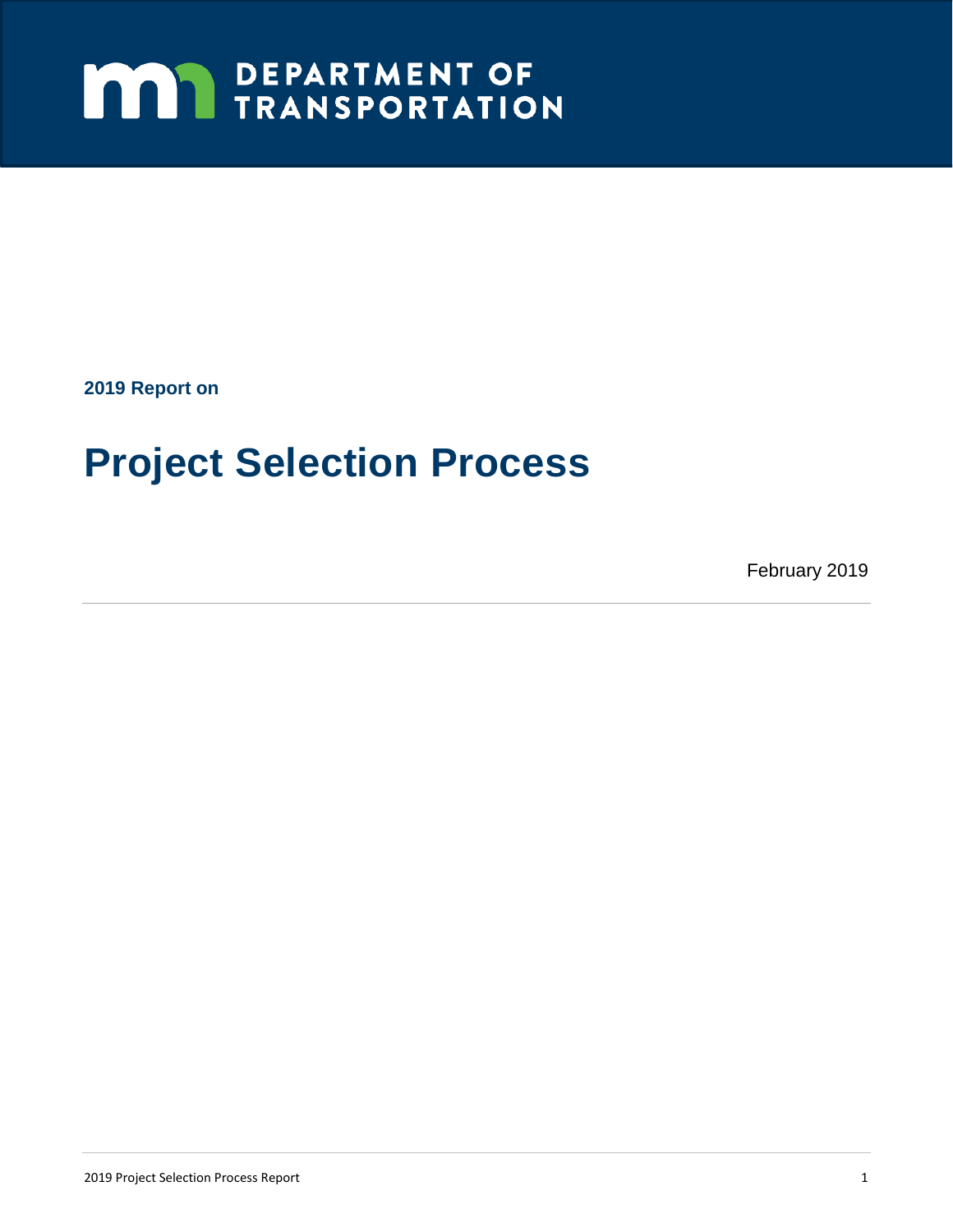DEPARTMENT OF TRANSPORTATION

**2019 Report on**

# Project Selection Process

February 2019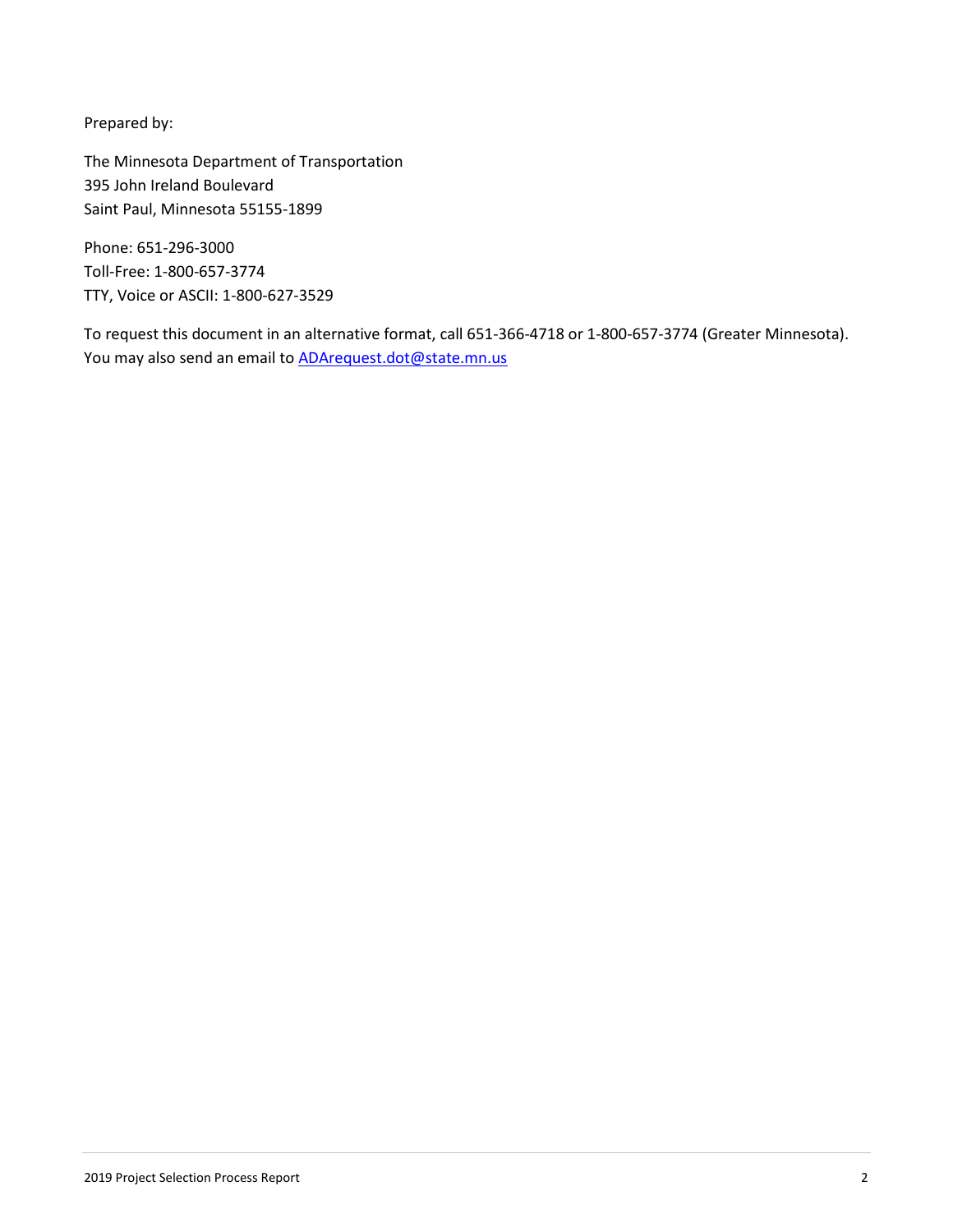Prepared by:

The Minnesota Department of Transportation
395 John Ireland Boulevard
Saint Paul, Minnesota 55155-1899

Phone: 651-296-3000
Toll-Free: 1-800-657-3774
TTY, Voice or ASCII: 1-800-627-3529

To request this document in an alternative format, call 651-366-4718 or 1-800-657-3774 (Greater Minnesota). You may also send an email to [ADArequest.dot@state.mn.us](mailto:ADArequest.dot@state.mn.us)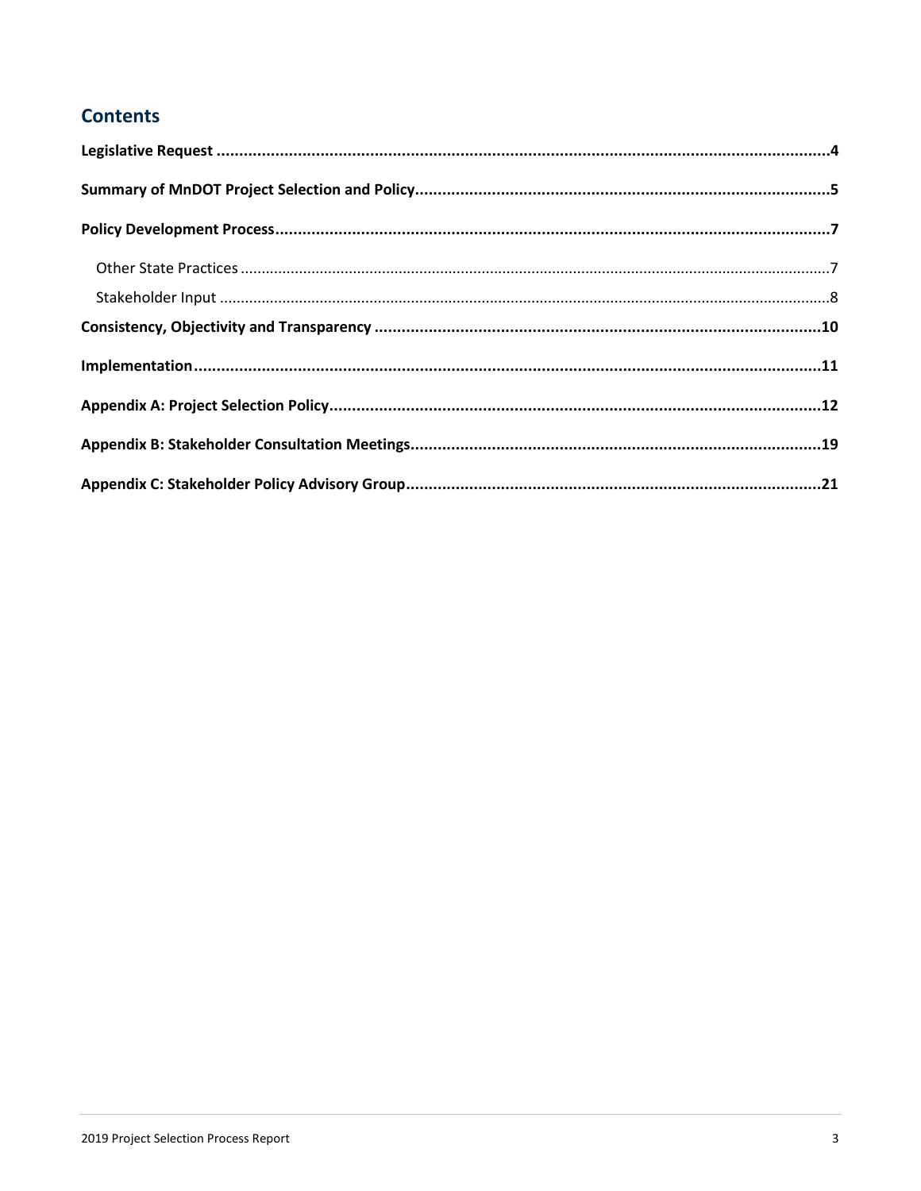## Contents

**Legislative Request** .......................................... **4**

**Summary of MnDOT Project Selection and Policy** .......................................... **5**

**Policy Development Process** .......................................... **7**

- Other State Practices .......................................... 7
- Stakeholder Input .......................................... 8

**Consistency, Objectivity and Transparency** .......................................... **10**

**Implementation** .......................................... **11**

**Appendix A: Project Selection Policy** .......................................... **12**

**Appendix B: Stakeholder Consultation Meetings** .......................................... **19**

**Appendix C: Stakeholder Policy Advisory Group** .......................................... **21**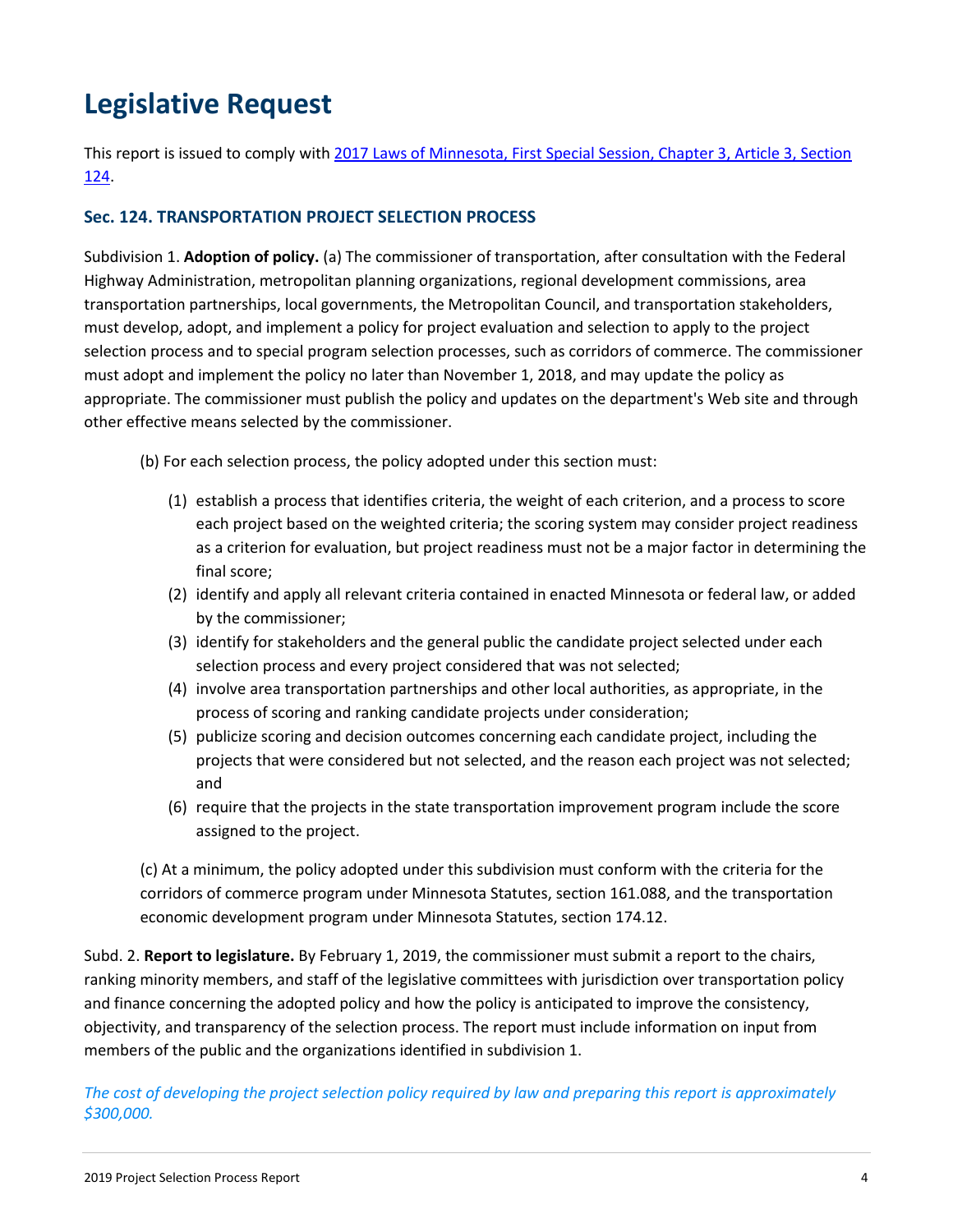# Legislative Request

This report is issued to comply with [2017 Laws of Minnesota, First Special Session, Chapter 3, Article 3, Section 124](#).

### Sec. 124. TRANSPORTATION PROJECT SELECTION PROCESS

Subdivision 1. **Adoption of policy.** (a) The commissioner of transportation, after consultation with the Federal Highway Administration, metropolitan planning organizations, regional development commissions, area transportation partnerships, local governments, the Metropolitan Council, and transportation stakeholders, must develop, adopt, and implement a policy for project evaluation and selection to apply to the project selection process and to special program selection processes, such as corridors of commerce. The commissioner must adopt and implement the policy no later than November 1, 2018, and may update the policy as appropriate. The commissioner must publish the policy and updates on the department's Web site and through other effective means selected by the commissioner.

(b) For each selection process, the policy adopted under this section must:

1. establish a process that identifies criteria, the weight of each criterion, and a process to score each project based on the weighted criteria; the scoring system may consider project readiness as a criterion for evaluation, but project readiness must not be a major factor in determining the final score;
2. identify and apply all relevant criteria contained in enacted Minnesota or federal law, or added by the commissioner;
3. identify for stakeholders and the general public the candidate project selected under each selection process and every project considered that was not selected;
4. involve area transportation partnerships and other local authorities, as appropriate, in the process of scoring and ranking candidate projects under consideration;
5. publicize scoring and decision outcomes concerning each candidate project, including the projects that were considered but not selected, and the reason each project was not selected; and
6. require that the projects in the state transportation improvement program include the score assigned to the project.

(c) At a minimum, the policy adopted under this subdivision must conform with the criteria for the corridors of commerce program under Minnesota Statutes, section 161.088, and the transportation economic development program under Minnesota Statutes, section 174.12.

Subd. 2. **Report to legislature.** By February 1, 2019, the commissioner must submit a report to the chairs, ranking minority members, and staff of the legislative committees with jurisdiction over transportation policy and finance concerning the adopted policy and how the policy is anticipated to improve the consistency, objectivity, and transparency of the selection process. The report must include information on input from members of the public and the organizations identified in subdivision 1.

*The cost of developing the project selection policy required by law and preparing this report is approximately $300,000.*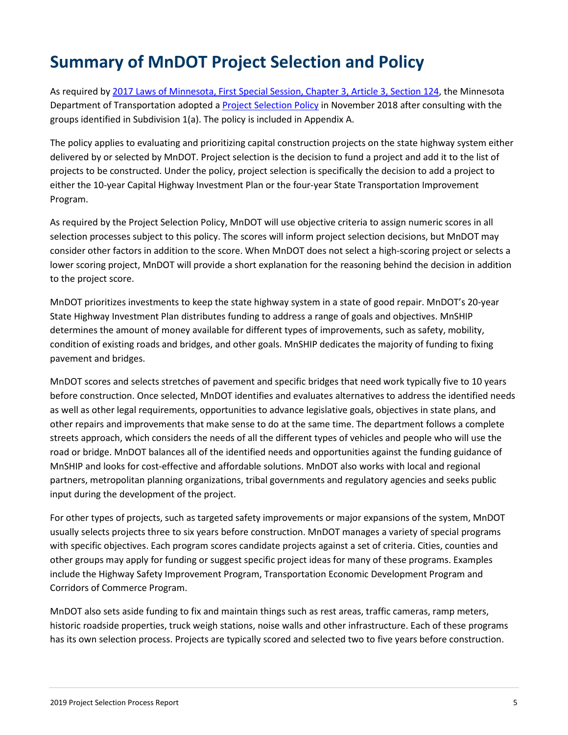# Summary of MnDOT Project Selection and Policy

As required by [2017 Laws of Minnesota, First Special Session, Chapter 3, Article 3, Section 124](), the Minnesota Department of Transportation adopted a [Project Selection Policy]() in November 2018 after consulting with the groups identified in Subdivision 1(a). The policy is included in Appendix A.

The policy applies to evaluating and prioritizing capital construction projects on the state highway system either delivered by or selected by MnDOT. Project selection is the decision to fund a project and add it to the list of projects to be constructed. Under the policy, project selection is specifically the decision to add a project to either the 10-year Capital Highway Investment Plan or the four-year State Transportation Improvement Program.

As required by the Project Selection Policy, MnDOT will use objective criteria to assign numeric scores in all selection processes subject to this policy. The scores will inform project selection decisions, but MnDOT may consider other factors in addition to the score. When MnDOT does not select a high-scoring project or selects a lower scoring project, MnDOT will provide a short explanation for the reasoning behind the decision in addition to the project score.

MnDOT prioritizes investments to keep the state highway system in a state of good repair. MnDOT's 20-year State Highway Investment Plan distributes funding to address a range of goals and objectives. MnSHIP determines the amount of money available for different types of improvements, such as safety, mobility, condition of existing roads and bridges, and other goals. MnSHIP dedicates the majority of funding to fixing pavement and bridges.

MnDOT scores and selects stretches of pavement and specific bridges that need work typically five to 10 years before construction. Once selected, MnDOT identifies and evaluates alternatives to address the identified needs as well as other legal requirements, opportunities to advance legislative goals, objectives in state plans, and other repairs and improvements that make sense to do at the same time. The department follows a complete streets approach, which considers the needs of all the different types of vehicles and people who will use the road or bridge. MnDOT balances all of the identified needs and opportunities against the funding guidance of MnSHIP and looks for cost-effective and affordable solutions. MnDOT also works with local and regional partners, metropolitan planning organizations, tribal governments and regulatory agencies and seeks public input during the development of the project.

For other types of projects, such as targeted safety improvements or major expansions of the system, MnDOT usually selects projects three to six years before construction. MnDOT manages a variety of special programs with specific objectives. Each program scores candidate projects against a set of criteria. Cities, counties and other groups may apply for funding or suggest specific project ideas for many of these programs. Examples include the Highway Safety Improvement Program, Transportation Economic Development Program and Corridors of Commerce Program.

MnDOT also sets aside funding to fix and maintain things such as rest areas, traffic cameras, ramp meters, historic roadside properties, truck weigh stations, noise walls and other infrastructure. Each of these programs has its own selection process. Projects are typically scored and selected two to five years before construction.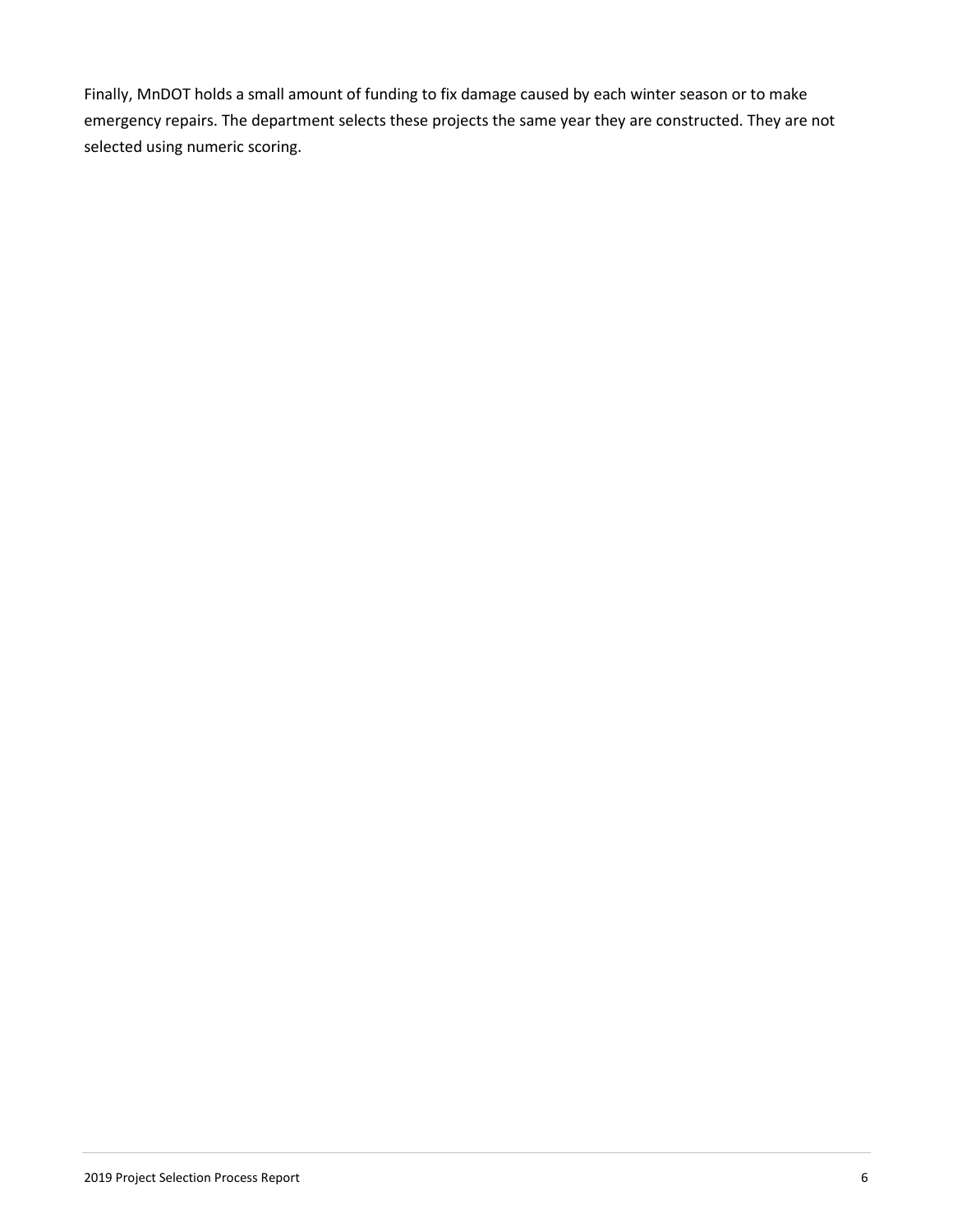Finally, MnDOT holds a small amount of funding to fix damage caused by each winter season or to make emergency repairs. The department selects these projects the same year they are constructed. They are not selected using numeric scoring.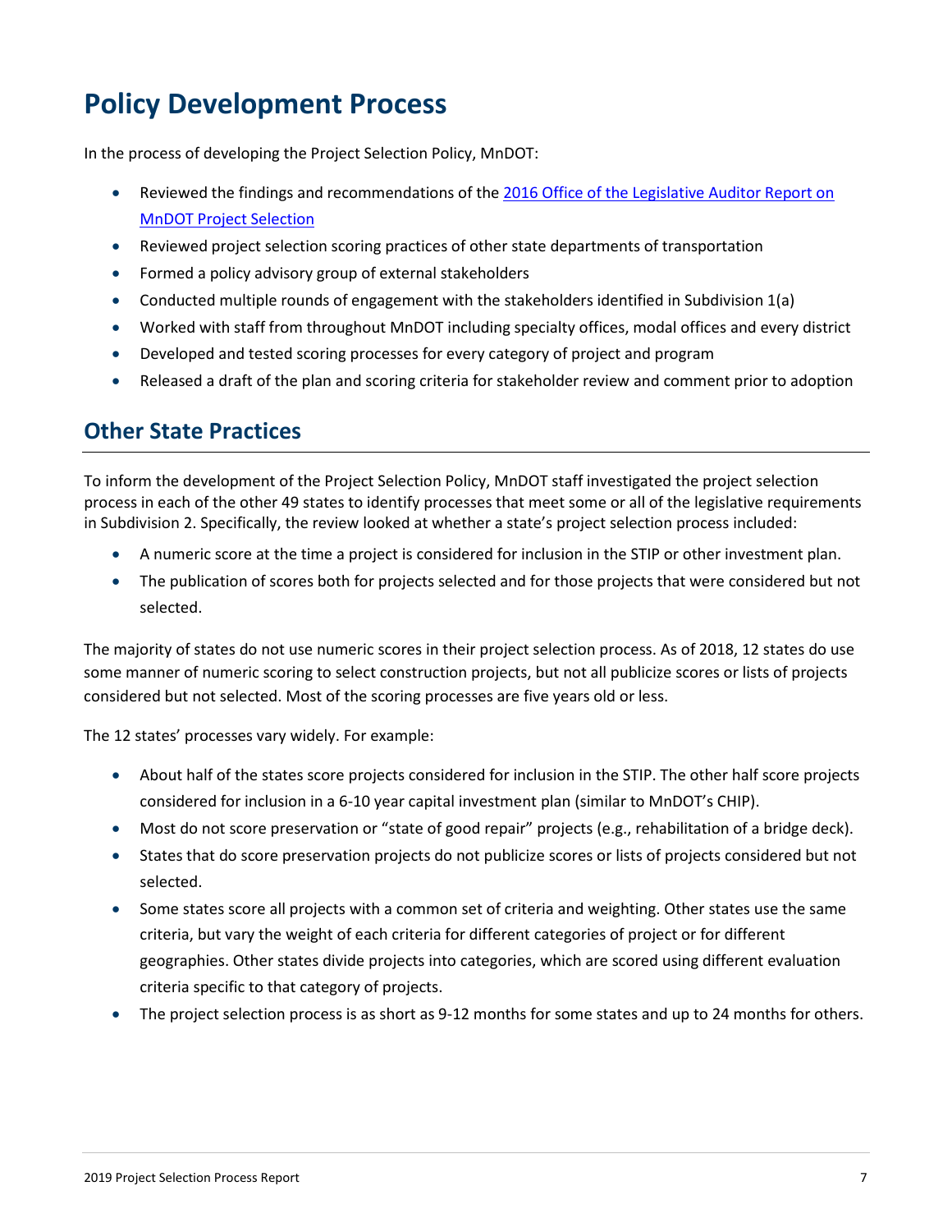# Policy Development Process

In the process of developing the Project Selection Policy, MnDOT:

- Reviewed the findings and recommendations of the [2016 Office of the Legislative Auditor Report on MnDOT Project Selection]
- Reviewed project selection scoring practices of other state departments of transportation
- Formed a policy advisory group of external stakeholders
- Conducted multiple rounds of engagement with the stakeholders identified in Subdivision 1(a)
- Worked with staff from throughout MnDOT including specialty offices, modal offices and every district
- Developed and tested scoring processes for every category of project and program
- Released a draft of the plan and scoring criteria for stakeholder review and comment prior to adoption

## Other State Practices

To inform the development of the Project Selection Policy, MnDOT staff investigated the project selection process in each of the other 49 states to identify processes that meet some or all of the legislative requirements in Subdivision 2. Specifically, the review looked at whether a state's project selection process included:

- A numeric score at the time a project is considered for inclusion in the STIP or other investment plan.
- The publication of scores both for projects selected and for those projects that were considered but not selected.

The majority of states do not use numeric scores in their project selection process. As of 2018, 12 states do use some manner of numeric scoring to select construction projects, but not all publicize scores or lists of projects considered but not selected. Most of the scoring processes are five years old or less.

The 12 states' processes vary widely. For example:

- About half of the states score projects considered for inclusion in the STIP. The other half score projects considered for inclusion in a 6-10 year capital investment plan (similar to MnDOT's CHIP).
- Most do not score preservation or "state of good repair" projects (e.g., rehabilitation of a bridge deck).
- States that do score preservation projects do not publicize scores or lists of projects considered but not selected.
- Some states score all projects with a common set of criteria and weighting. Other states use the same criteria, but vary the weight of each criteria for different categories of project or for different geographies. Other states divide projects into categories, which are scored using different evaluation criteria specific to that category of projects.
- The project selection process is as short as 9-12 months for some states and up to 24 months for others.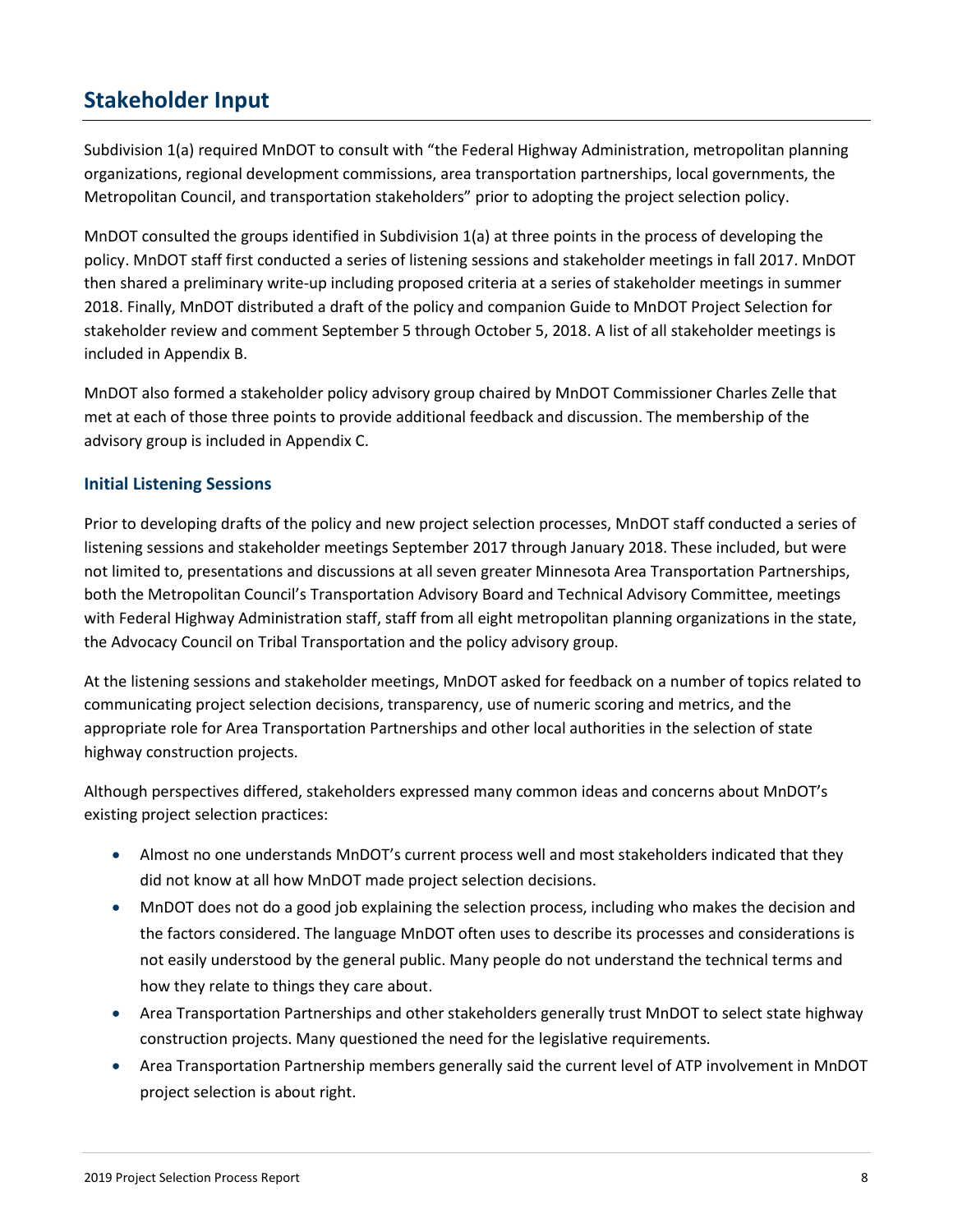## Stakeholder Input

Subdivision 1(a) required MnDOT to consult with "the Federal Highway Administration, metropolitan planning organizations, regional development commissions, area transportation partnerships, local governments, the Metropolitan Council, and transportation stakeholders" prior to adopting the project selection policy.

MnDOT consulted the groups identified in Subdivision 1(a) at three points in the process of developing the policy. MnDOT staff first conducted a series of listening sessions and stakeholder meetings in fall 2017. MnDOT then shared a preliminary write-up including proposed criteria at a series of stakeholder meetings in summer 2018. Finally, MnDOT distributed a draft of the policy and companion Guide to MnDOT Project Selection for stakeholder review and comment September 5 through October 5, 2018. A list of all stakeholder meetings is included in Appendix B.

MnDOT also formed a stakeholder policy advisory group chaired by MnDOT Commissioner Charles Zelle that met at each of those three points to provide additional feedback and discussion. The membership of the advisory group is included in Appendix C.

### Initial Listening Sessions

Prior to developing drafts of the policy and new project selection processes, MnDOT staff conducted a series of listening sessions and stakeholder meetings September 2017 through January 2018. These included, but were not limited to, presentations and discussions at all seven greater Minnesota Area Transportation Partnerships, both the Metropolitan Council's Transportation Advisory Board and Technical Advisory Committee, meetings with Federal Highway Administration staff, staff from all eight metropolitan planning organizations in the state, the Advocacy Council on Tribal Transportation and the policy advisory group.

At the listening sessions and stakeholder meetings, MnDOT asked for feedback on a number of topics related to communicating project selection decisions, transparency, use of numeric scoring and metrics, and the appropriate role for Area Transportation Partnerships and other local authorities in the selection of state highway construction projects.

Although perspectives differed, stakeholders expressed many common ideas and concerns about MnDOT's existing project selection practices:

- Almost no one understands MnDOT's current process well and most stakeholders indicated that they did not know at all how MnDOT made project selection decisions.
- MnDOT does not do a good job explaining the selection process, including who makes the decision and the factors considered. The language MnDOT often uses to describe its processes and considerations is not easily understood by the general public. Many people do not understand the technical terms and how they relate to things they care about.
- Area Transportation Partnerships and other stakeholders generally trust MnDOT to select state highway construction projects. Many questioned the need for the legislative requirements.
- Area Transportation Partnership members generally said the current level of ATP involvement in MnDOT project selection is about right.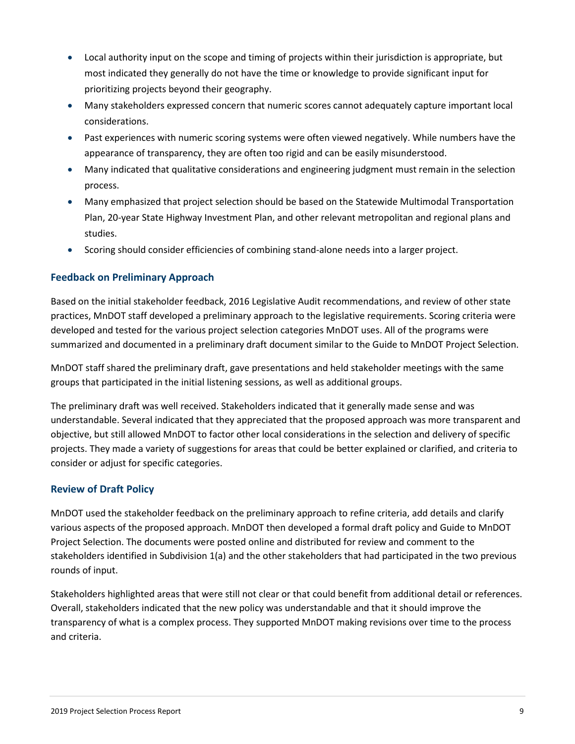- Local authority input on the scope and timing of projects within their jurisdiction is appropriate, but most indicated they generally do not have the time or knowledge to provide significant input for prioritizing projects beyond their geography.
- Many stakeholders expressed concern that numeric scores cannot adequately capture important local considerations.
- Past experiences with numeric scoring systems were often viewed negatively. While numbers have the appearance of transparency, they are often too rigid and can be easily misunderstood.
- Many indicated that qualitative considerations and engineering judgment must remain in the selection process.
- Many emphasized that project selection should be based on the Statewide Multimodal Transportation Plan, 20-year State Highway Investment Plan, and other relevant metropolitan and regional plans and studies.
- Scoring should consider efficiencies of combining stand-alone needs into a larger project.

### Feedback on Preliminary Approach

Based on the initial stakeholder feedback, 2016 Legislative Audit recommendations, and review of other state practices, MnDOT staff developed a preliminary approach to the legislative requirements. Scoring criteria were developed and tested for the various project selection categories MnDOT uses. All of the programs were summarized and documented in a preliminary draft document similar to the Guide to MnDOT Project Selection.

MnDOT staff shared the preliminary draft, gave presentations and held stakeholder meetings with the same groups that participated in the initial listening sessions, as well as additional groups.

The preliminary draft was well received. Stakeholders indicated that it generally made sense and was understandable. Several indicated that they appreciated that the proposed approach was more transparent and objective, but still allowed MnDOT to factor other local considerations in the selection and delivery of specific projects. They made a variety of suggestions for areas that could be better explained or clarified, and criteria to consider or adjust for specific categories.

### Review of Draft Policy

MnDOT used the stakeholder feedback on the preliminary approach to refine criteria, add details and clarify various aspects of the proposed approach. MnDOT then developed a formal draft policy and Guide to MnDOT Project Selection. The documents were posted online and distributed for review and comment to the stakeholders identified in Subdivision 1(a) and the other stakeholders that had participated in the two previous rounds of input.

Stakeholders highlighted areas that were still not clear or that could benefit from additional detail or references. Overall, stakeholders indicated that the new policy was understandable and that it should improve the transparency of what is a complex process. They supported MnDOT making revisions over time to the process and criteria.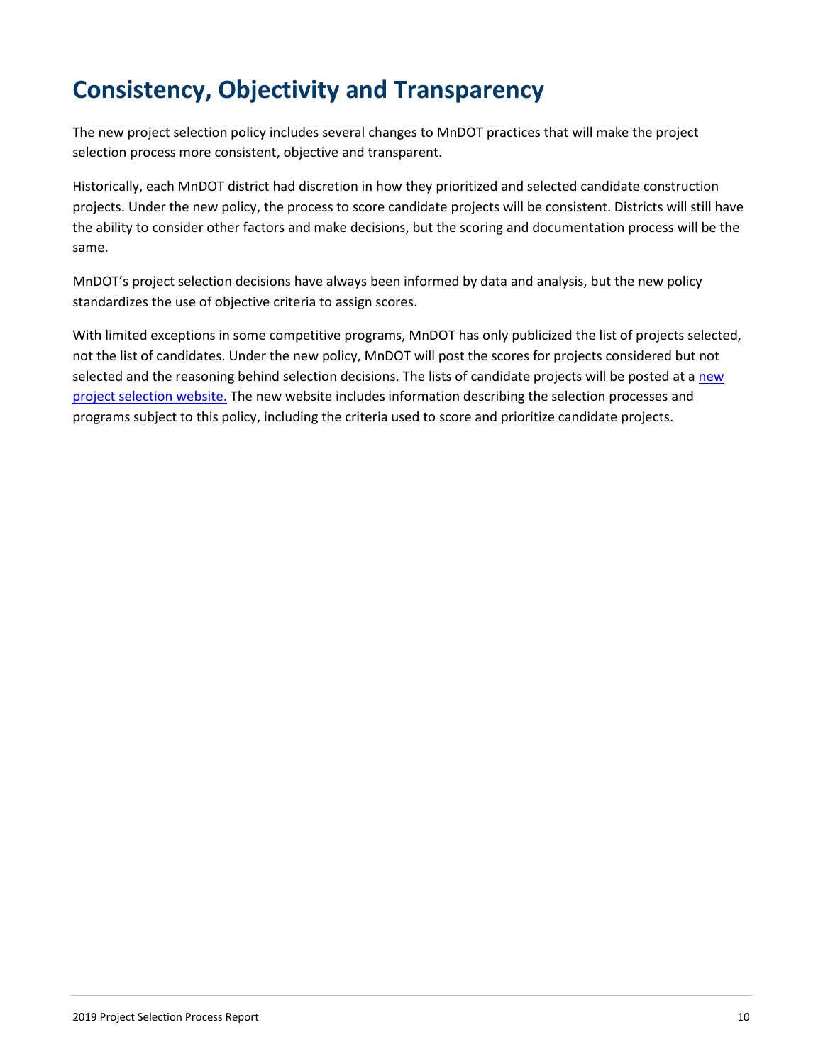# Consistency, Objectivity and Transparency

The new project selection policy includes several changes to MnDOT practices that will make the project selection process more consistent, objective and transparent.

Historically, each MnDOT district had discretion in how they prioritized and selected candidate construction projects. Under the new policy, the process to score candidate projects will be consistent. Districts will still have the ability to consider other factors and make decisions, but the scoring and documentation process will be the same.

MnDOT's project selection decisions have always been informed by data and analysis, but the new policy standardizes the use of objective criteria to assign scores.

With limited exceptions in some competitive programs, MnDOT has only publicized the list of projects selected, not the list of candidates. Under the new policy, MnDOT will post the scores for projects considered but not selected and the reasoning behind selection decisions. The lists of candidate projects will be posted at a new project selection website. The new website includes information describing the selection processes and programs subject to this policy, including the criteria used to score and prioritize candidate projects.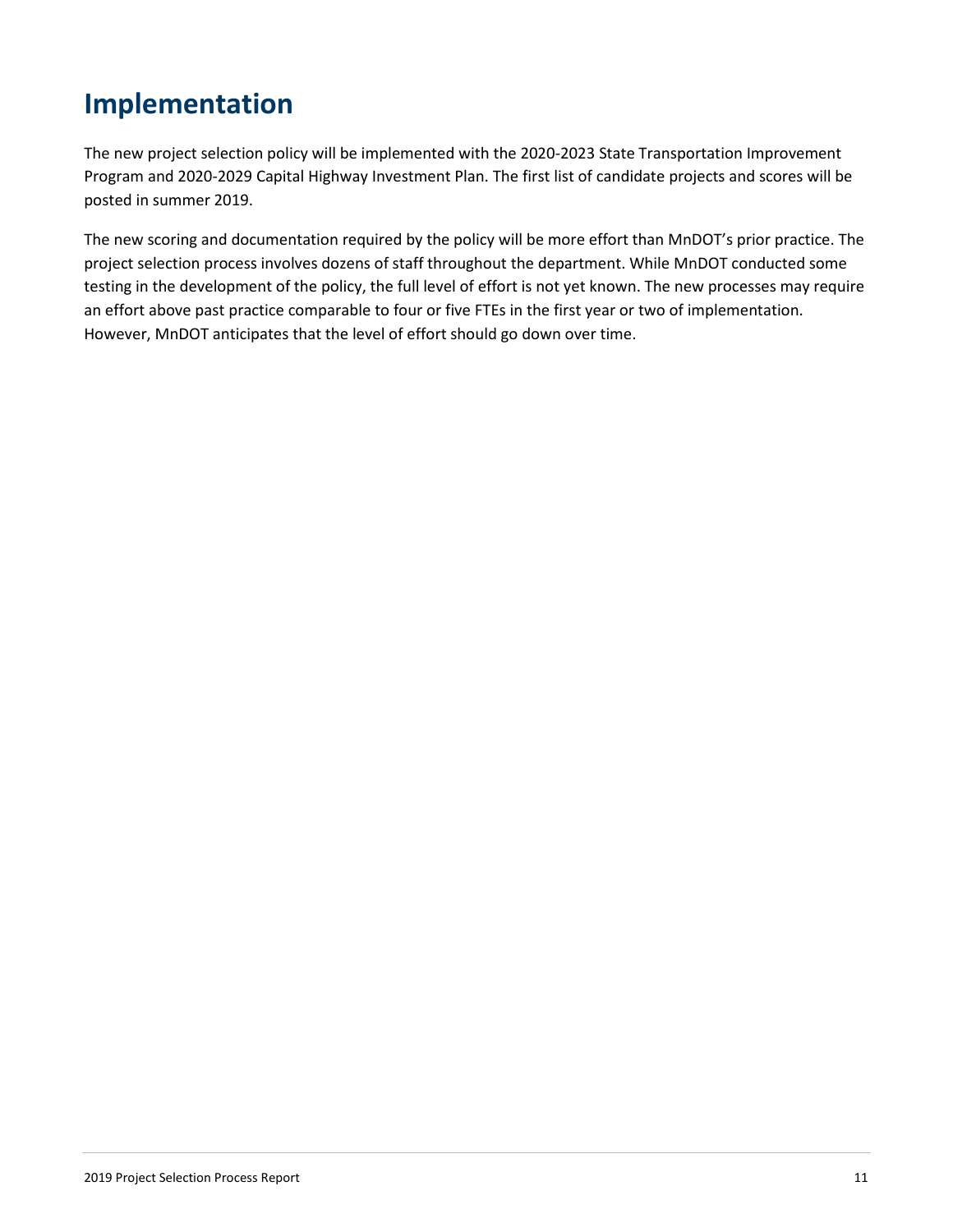# Implementation

The new project selection policy will be implemented with the 2020-2023 State Transportation Improvement Program and 2020-2029 Capital Highway Investment Plan. The first list of candidate projects and scores will be posted in summer 2019.

The new scoring and documentation required by the policy will be more effort than MnDOT's prior practice. The project selection process involves dozens of staff throughout the department. While MnDOT conducted some testing in the development of the policy, the full level of effort is not yet known. The new processes may require an effort above past practice comparable to four or five FTEs in the first year or two of implementation. However, MnDOT anticipates that the level of effort should go down over time.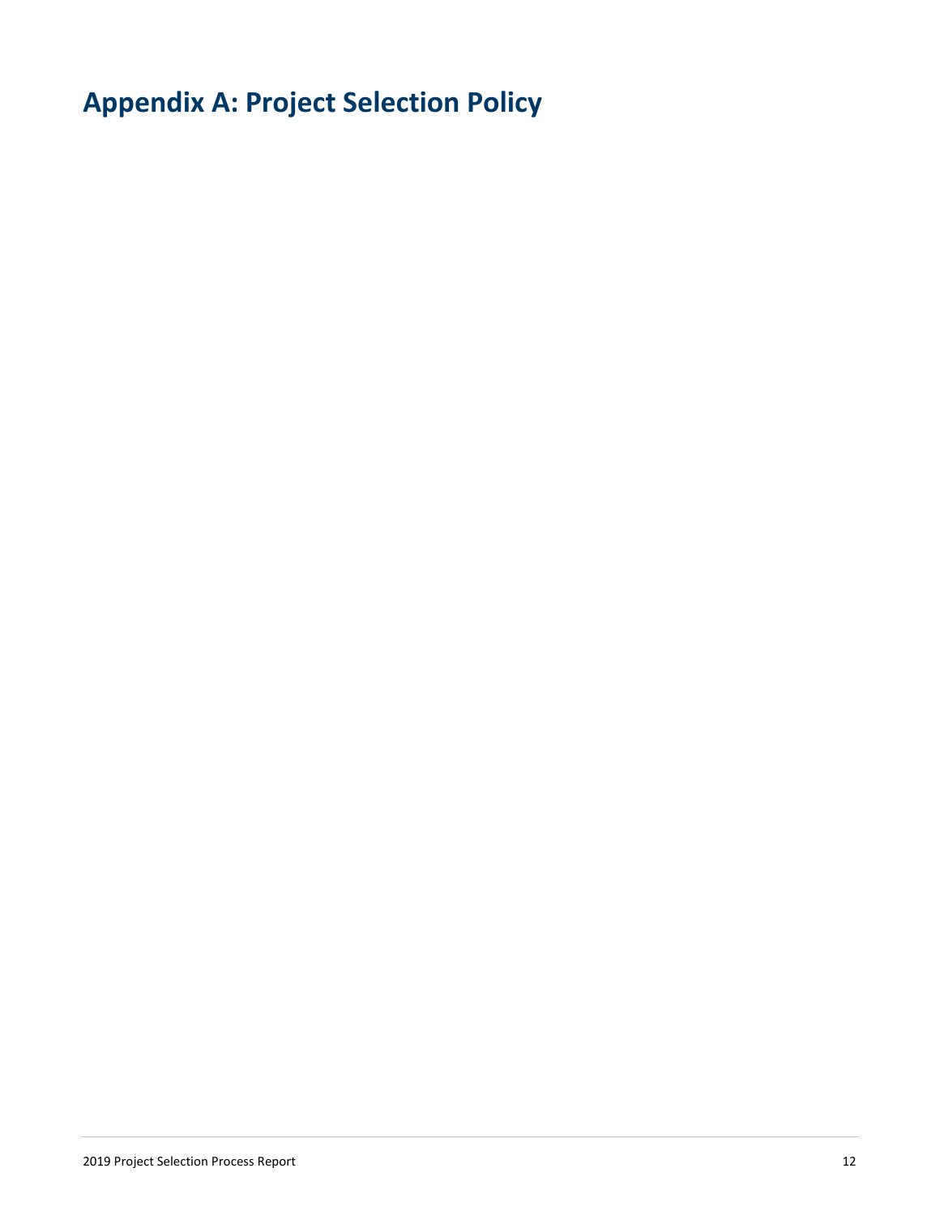# Appendix A: Project Selection Policy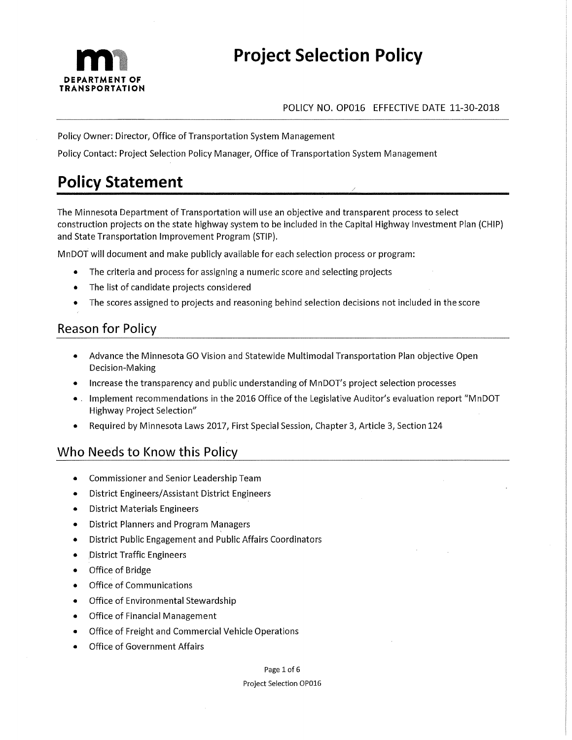# Project Selection Policy

POLICY NO. OP016 EFFECTIVE DATE 11-30-2018

Policy Owner: Director, Office of Transportation System Management

Policy Contact: Project Selection Policy Manager, Office of Transportation System Management

# Policy Statement

The Minnesota Department of Transportation will use an objective and transparent process to select construction projects on the state highway system to be included in the Capital Highway Investment Plan (CHIP) and State Transportation Improvement Program (STIP).

MnDOT will document and make publicly available for each selection process or program:

- The criteria and process for assigning a numeric score and selecting projects
- The list of candidate projects considered
- The scores assigned to projects and reasoning behind selection decisions not included in the score

## Reason for Policy

- Advance the Minnesota GO Vision and Statewide Multimodal Transportation Plan objective Open Decision-Making
- Increase the transparency and public understanding of MnDOT's project selection processes
- Implement recommendations in the 2016 Office of the Legislative Auditor's evaluation report "MnDOT Highway Project Selection"
- Required by Minnesota Laws 2017, First Special Session, Chapter 3, Article 3, Section 124

## Who Needs to Know this Policy

- Commissioner and Senior Leadership Team
- District Engineers/Assistant District Engineers
- District Materials Engineers
- District Planners and Program Managers
- District Public Engagement and Public Affairs Coordinators
- District Traffic Engineers
- Office of Bridge
- Office of Communications
- Office of Environmental Stewardship
- Office of Financial Management
- Office of Freight and Commercial Vehicle Operations
- Office of Government Affairs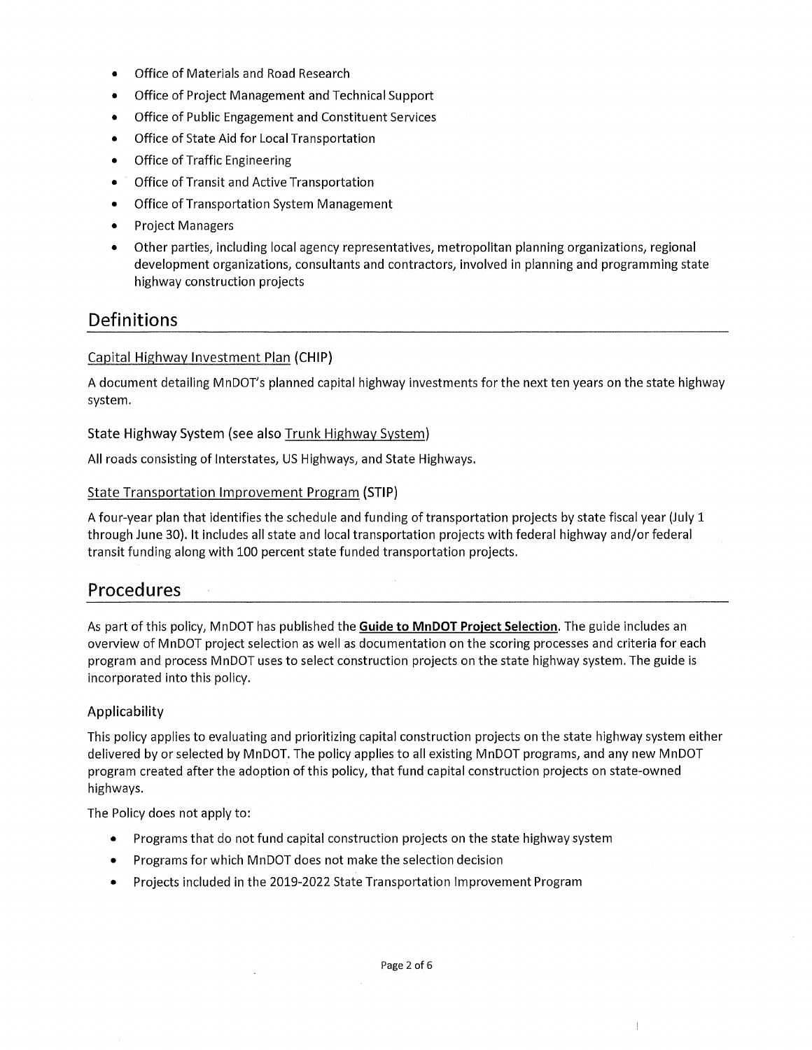- Office of Materials and Road Research
- Office of Project Management and Technical Support
- Office of Public Engagement and Constituent Services
- Office of State Aid for Local Transportation
- Office of Traffic Engineering
- Office of Transit and Active Transportation
- Office of Transportation System Management
- Project Managers
- Other parties, including local agency representatives, metropolitan planning organizations, regional development organizations, consultants and contractors, involved in planning and programming state highway construction projects

## Definitions

### Capital Highway Investment Plan (CHIP)

A document detailing MnDOT's planned capital highway investments for the next ten years on the state highway system.

### State Highway System (see also Trunk Highway System)

All roads consisting of Interstates, US Highways, and State Highways.

### State Transportation Improvement Program (STIP)

A four-year plan that identifies the schedule and funding of transportation projects by state fiscal year (July 1 through June 30). It includes all state and local transportation projects with federal highway and/or federal transit funding along with 100 percent state funded transportation projects.

## Procedures

As part of this policy, MnDOT has published the **Guide to MnDOT Project Selection**. The guide includes an overview of MnDOT project selection as well as documentation on the scoring processes and criteria for each program and process MnDOT uses to select construction projects on the state highway system. The guide is incorporated into this policy.

### Applicability

This policy applies to evaluating and prioritizing capital construction projects on the state highway system either delivered by or selected by MnDOT. The policy applies to all existing MnDOT programs, and any new MnDOT program created after the adoption of this policy, that fund capital construction projects on state-owned highways.

The Policy does not apply to:

- Programs that do not fund capital construction projects on the state highway system
- Programs for which MnDOT does not make the selection decision
- Projects included in the 2019-2022 State Transportation Improvement Program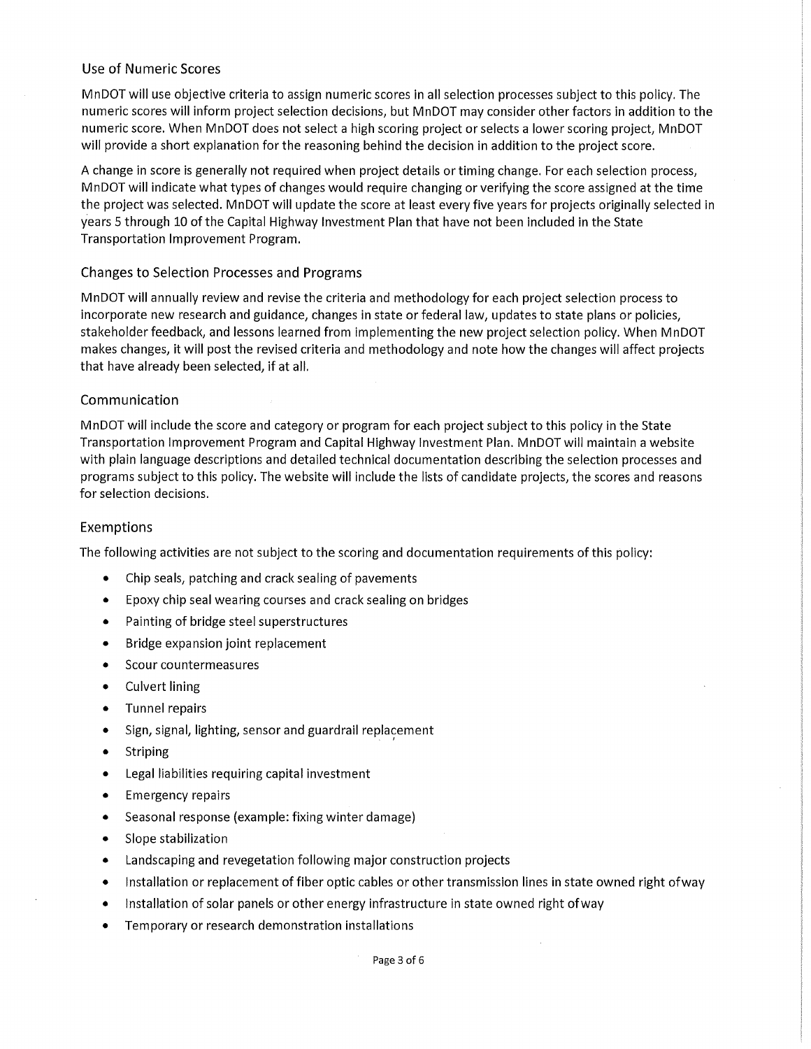## Use of Numeric Scores

MnDOT will use objective criteria to assign numeric scores in all selection processes subject to this policy. The numeric scores will inform project selection decisions, but MnDOT may consider other factors in addition to the numeric score. When MnDOT does not select a high scoring project or selects a lower scoring project, MnDOT will provide a short explanation for the reasoning behind the decision in addition to the project score.

A change in score is generally not required when project details or timing change. For each selection process, MnDOT will indicate what types of changes would require changing or verifying the score assigned at the time the project was selected. MnDOT will update the score at least every five years for projects originally selected in years 5 through 10 of the Capital Highway Investment Plan that have not been included in the State Transportation Improvement Program.

## Changes to Selection Processes and Programs

MnDOT will annually review and revise the criteria and methodology for each project selection process to incorporate new research and guidance, changes in state or federal law, updates to state plans or policies, stakeholder feedback, and lessons learned from implementing the new project selection policy. When MnDOT makes changes, it will post the revised criteria and methodology and note how the changes will affect projects that have already been selected, if at all.

## Communication

MnDOT will include the score and category or program for each project subject to this policy in the State Transportation Improvement Program and Capital Highway Investment Plan. MnDOT will maintain a website with plain language descriptions and detailed technical documentation describing the selection processes and programs subject to this policy. The website will include the lists of candidate projects, the scores and reasons for selection decisions.

## Exemptions

The following activities are not subject to the scoring and documentation requirements of this policy:

- Chip seals, patching and crack sealing of pavements
- Epoxy chip seal wearing courses and crack sealing on bridges
- Painting of bridge steel superstructures
- Bridge expansion joint replacement
- Scour countermeasures
- Culvert lining
- Tunnel repairs
- Sign, signal, lighting, sensor and guardrail replacement
- Striping
- Legal liabilities requiring capital investment
- Emergency repairs
- Seasonal response (example: fixing winter damage)
- Slope stabilization
- Landscaping and revegetation following major construction projects
- Installation or replacement of fiber optic cables or other transmission lines in state owned right ofway
- Installation of solar panels or other energy infrastructure in state owned right ofway
- Temporary or research demonstration installations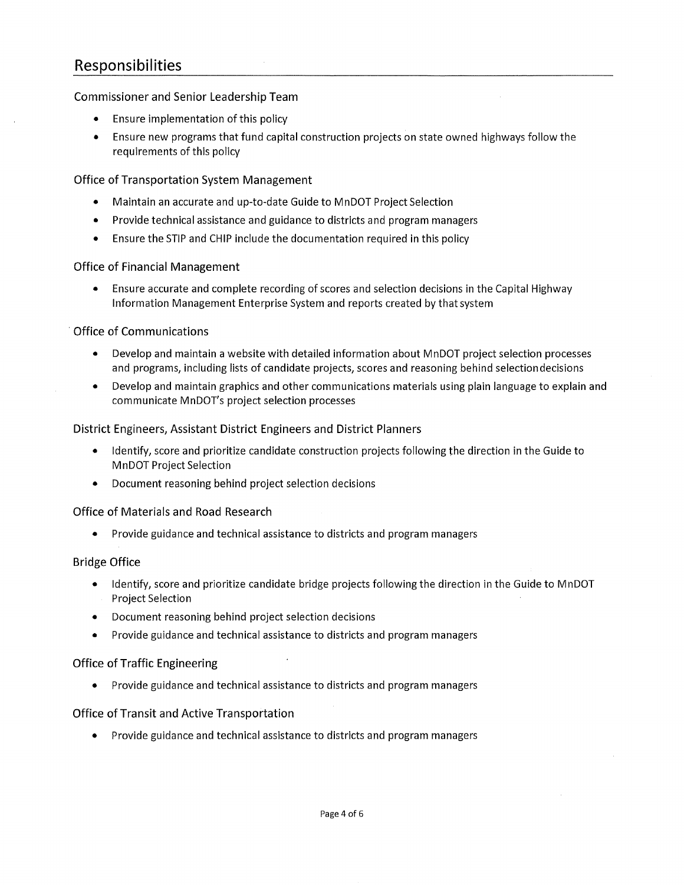## Responsibilities

### Commissioner and Senior Leadership Team

- Ensure implementation of this policy
- Ensure new programs that fund capital construction projects on state owned highways follow the requirements of this policy

### Office of Transportation System Management

- Maintain an accurate and up-to-date Guide to MnDOT Project Selection
- Provide technical assistance and guidance to districts and program managers
- Ensure the STIP and CHIP include the documentation required in this policy

### Office of Financial Management

- Ensure accurate and complete recording of scores and selection decisions in the Capital Highway Information Management Enterprise System and reports created by that system

### Office of Communications

- Develop and maintain a website with detailed information about MnDOT project selection processes and programs, including lists of candidate projects, scores and reasoning behind selection decisions
- Develop and maintain graphics and other communications materials using plain language to explain and communicate MnDOT's project selection processes

### District Engineers, Assistant District Engineers and District Planners

- Identify, score and prioritize candidate construction projects following the direction in the Guide to MnDOT Project Selection
- Document reasoning behind project selection decisions

### Office of Materials and Road Research

- Provide guidance and technical assistance to districts and program managers

### Bridge Office

- Identify, score and prioritize candidate bridge projects following the direction in the Guide to MnDOT Project Selection
- Document reasoning behind project selection decisions
- Provide guidance and technical assistance to districts and program managers

### Office of Traffic Engineering

- Provide guidance and technical assistance to districts and program managers

### Office of Transit and Active Transportation

- Provide guidance and technical assistance to districts and program managers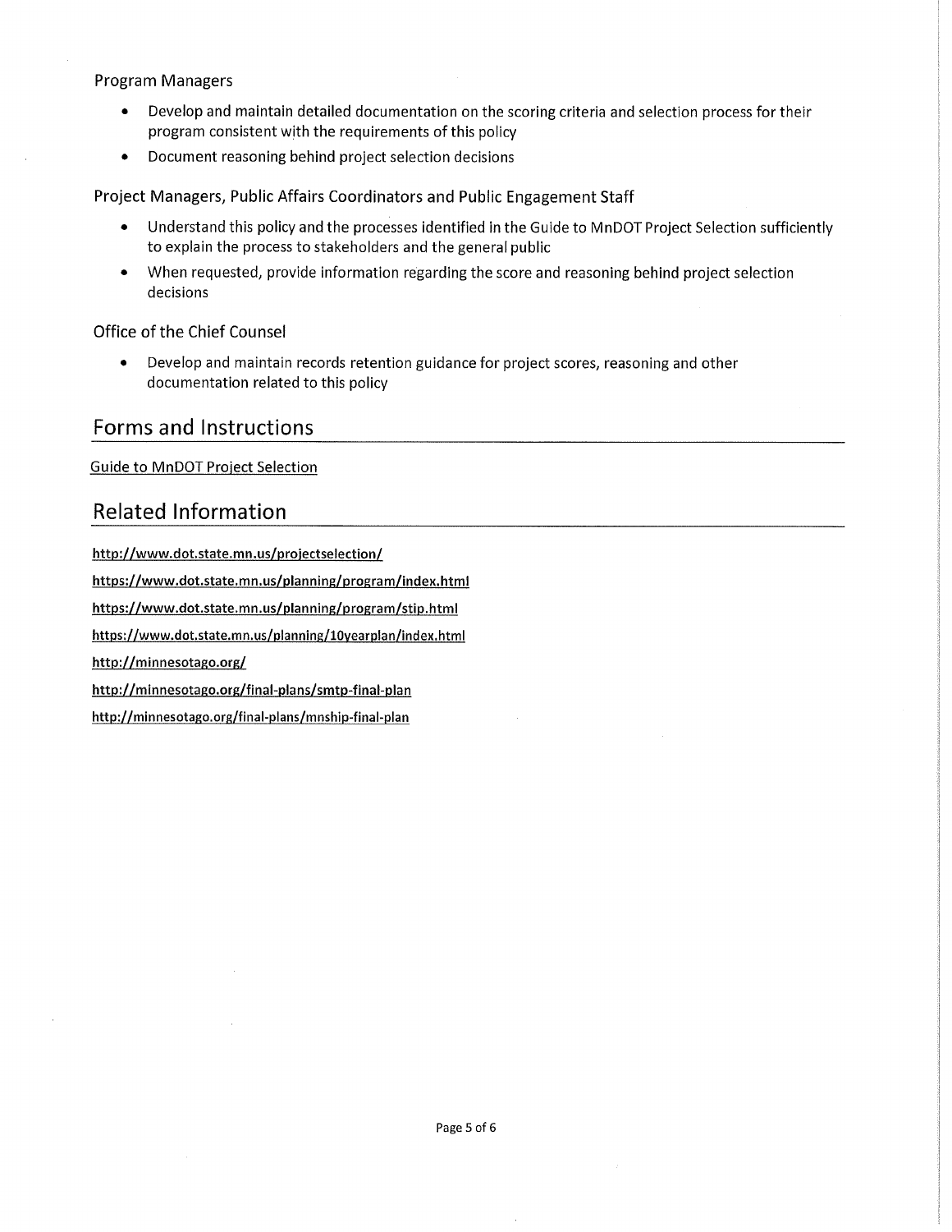Program Managers

- Develop and maintain detailed documentation on the scoring criteria and selection process for their program consistent with the requirements of this policy
- Document reasoning behind project selection decisions

Project Managers, Public Affairs Coordinators and Public Engagement Staff

- Understand this policy and the processes identified in the Guide to MnDOT Project Selection sufficiently to explain the process to stakeholders and the general public
- When requested, provide information regarding the score and reasoning behind project selection decisions

Office of the Chief Counsel

- Develop and maintain records retention guidance for project scores, reasoning and other documentation related to this policy

## Forms and Instructions

Guide to MnDOT Project Selection

## Related Information

http://www.dot.state.mn.us/projectselection/

https://www.dot.state.mn.us/planning/program/index.html

https://www.dot.state.mn.us/planning/program/stip.html

https://www.dot.state.mn.us/planning/10yearplan/index.html

http://minnesotago.org/

http://minnesotago.org/final-plans/smtp-final-plan

http://minnesotago.org/final-plans/mnship-final-plan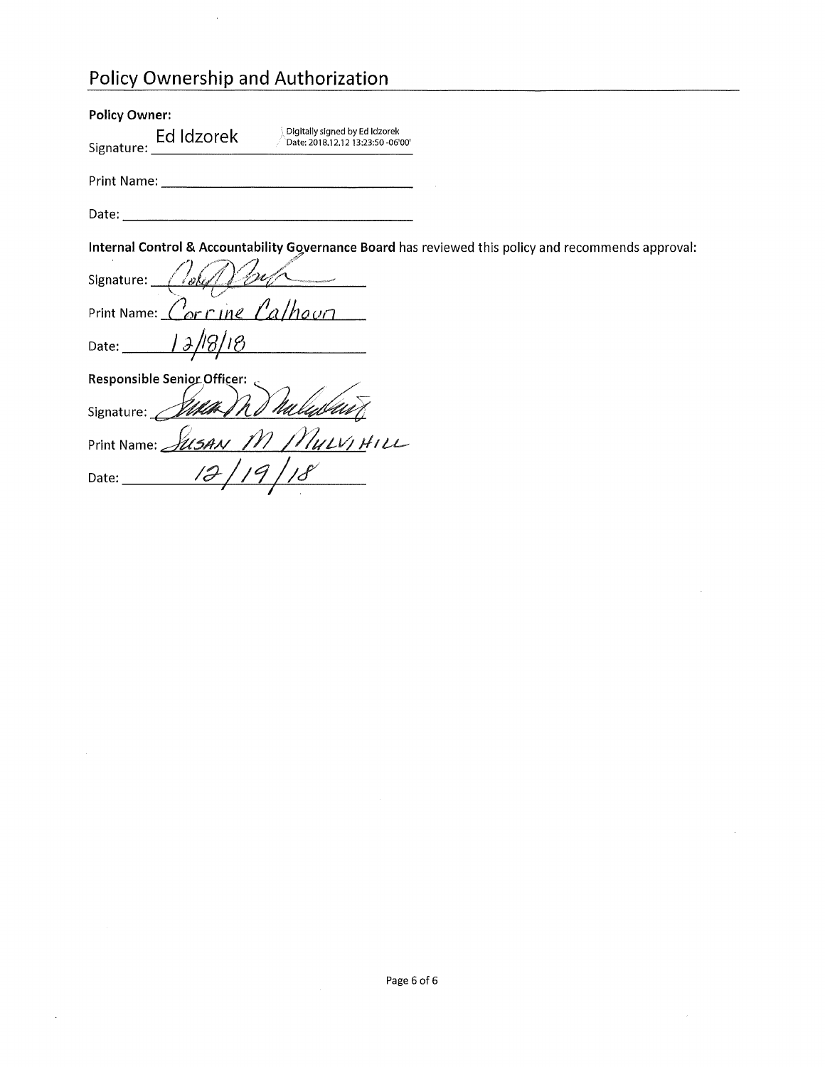## Policy Ownership and Authorization

**Policy Owner:**

Signature: Ed Idzorek Digitally signed by Ed Idzorek Date: 2018.12.12 13:23:50 -06'00'

Print Name: ______________________________

Date: ______________________________

**Internal Control & Accountability Governance Board** has reviewed this policy and recommends approval:

Signature: ______________________________

Print Name: Corrine Calhoun

Date: 12/18/18

**Responsible Senior Officer:**

Signature: ______________________________

Print Name: Susan M Mulvihill

Date: 12/19/18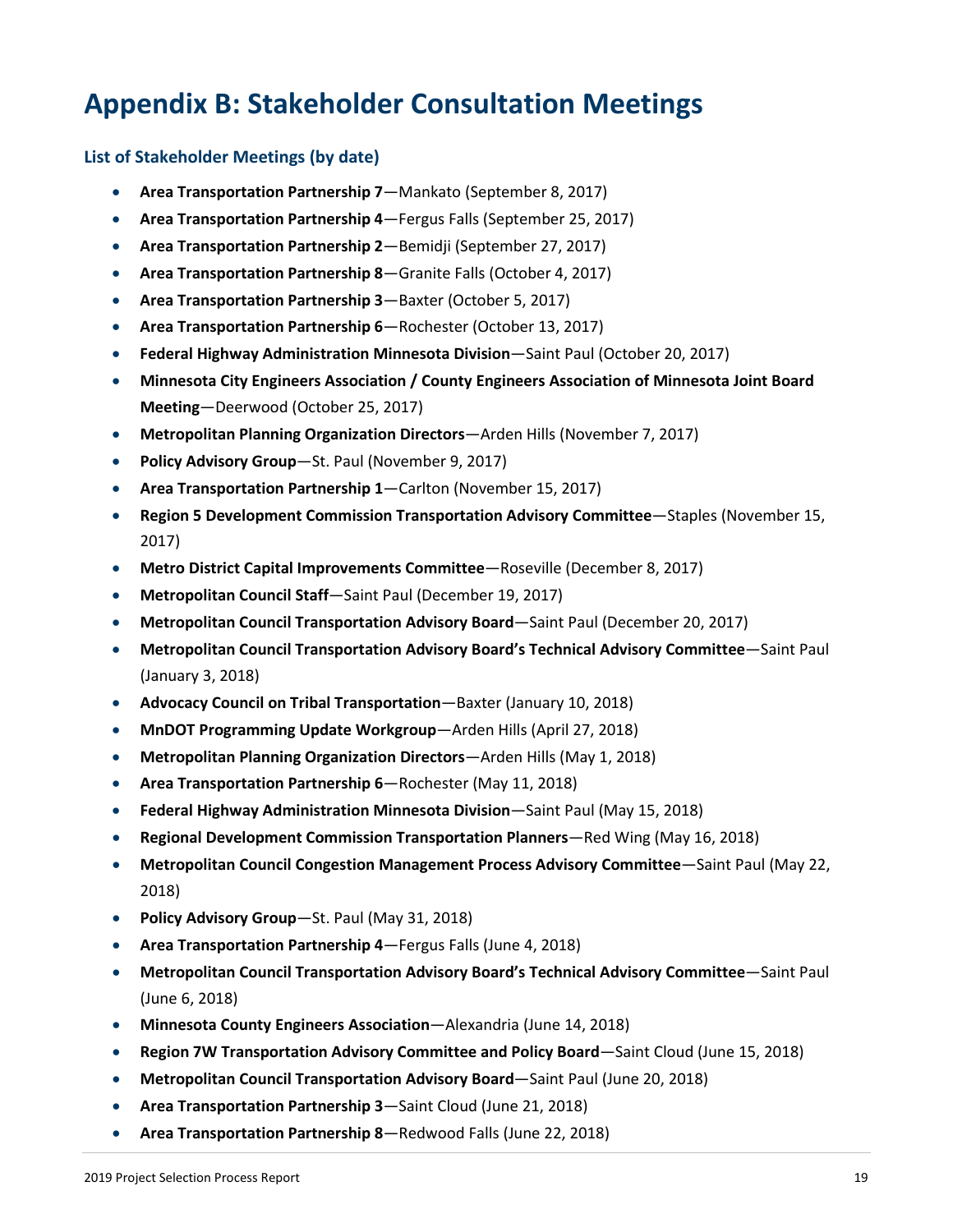# Appendix B: Stakeholder Consultation Meetings

### List of Stakeholder Meetings (by date)

- **Area Transportation Partnership 7**—Mankato (September 8, 2017)
- **Area Transportation Partnership 4**—Fergus Falls (September 25, 2017)
- **Area Transportation Partnership 2**—Bemidji (September 27, 2017)
- **Area Transportation Partnership 8**—Granite Falls (October 4, 2017)
- **Area Transportation Partnership 3**—Baxter (October 5, 2017)
- **Area Transportation Partnership 6**—Rochester (October 13, 2017)
- **Federal Highway Administration Minnesota Division**—Saint Paul (October 20, 2017)
- **Minnesota City Engineers Association / County Engineers Association of Minnesota Joint Board Meeting**—Deerwood (October 25, 2017)
- **Metropolitan Planning Organization Directors**—Arden Hills (November 7, 2017)
- **Policy Advisory Group**—St. Paul (November 9, 2017)
- **Area Transportation Partnership 1**—Carlton (November 15, 2017)
- **Region 5 Development Commission Transportation Advisory Committee**—Staples (November 15, 2017)
- **Metro District Capital Improvements Committee**—Roseville (December 8, 2017)
- **Metropolitan Council Staff**—Saint Paul (December 19, 2017)
- **Metropolitan Council Transportation Advisory Board**—Saint Paul (December 20, 2017)
- **Metropolitan Council Transportation Advisory Board's Technical Advisory Committee**—Saint Paul (January 3, 2018)
- **Advocacy Council on Tribal Transportation**—Baxter (January 10, 2018)
- **MnDOT Programming Update Workgroup**—Arden Hills (April 27, 2018)
- **Metropolitan Planning Organization Directors**—Arden Hills (May 1, 2018)
- **Area Transportation Partnership 6**—Rochester (May 11, 2018)
- **Federal Highway Administration Minnesota Division**—Saint Paul (May 15, 2018)
- **Regional Development Commission Transportation Planners**—Red Wing (May 16, 2018)
- **Metropolitan Council Congestion Management Process Advisory Committee**—Saint Paul (May 22, 2018)
- **Policy Advisory Group**—St. Paul (May 31, 2018)
- **Area Transportation Partnership 4**—Fergus Falls (June 4, 2018)
- **Metropolitan Council Transportation Advisory Board's Technical Advisory Committee**—Saint Paul (June 6, 2018)
- **Minnesota County Engineers Association**—Alexandria (June 14, 2018)
- **Region 7W Transportation Advisory Committee and Policy Board**—Saint Cloud (June 15, 2018)
- **Metropolitan Council Transportation Advisory Board**—Saint Paul (June 20, 2018)
- **Area Transportation Partnership 3**—Saint Cloud (June 21, 2018)
- **Area Transportation Partnership 8**—Redwood Falls (June 22, 2018)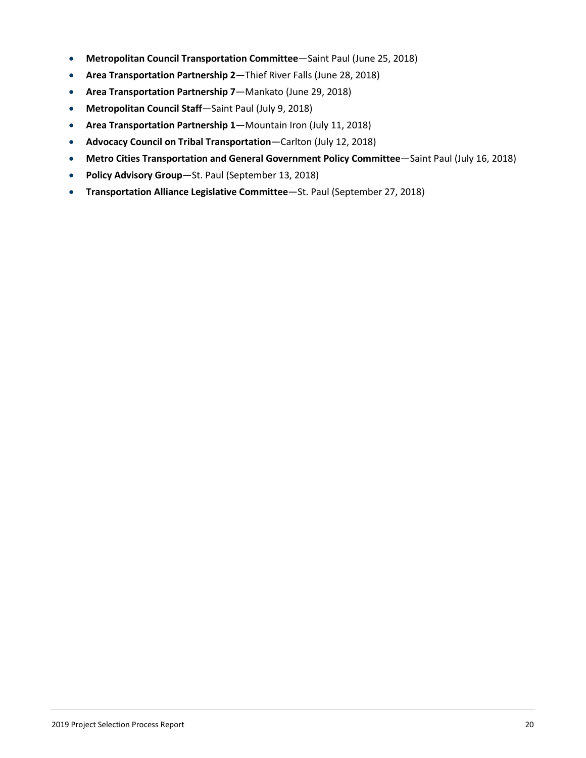- **Metropolitan Council Transportation Committee**—Saint Paul (June 25, 2018)
- **Area Transportation Partnership 2**—Thief River Falls (June 28, 2018)
- **Area Transportation Partnership 7**—Mankato (June 29, 2018)
- **Metropolitan Council Staff**—Saint Paul (July 9, 2018)
- **Area Transportation Partnership 1**—Mountain Iron (July 11, 2018)
- **Advocacy Council on Tribal Transportation**—Carlton (July 12, 2018)
- **Metro Cities Transportation and General Government Policy Committee**—Saint Paul (July 16, 2018)
- **Policy Advisory Group**—St. Paul (September 13, 2018)
- **Transportation Alliance Legislative Committee**—St. Paul (September 27, 2018)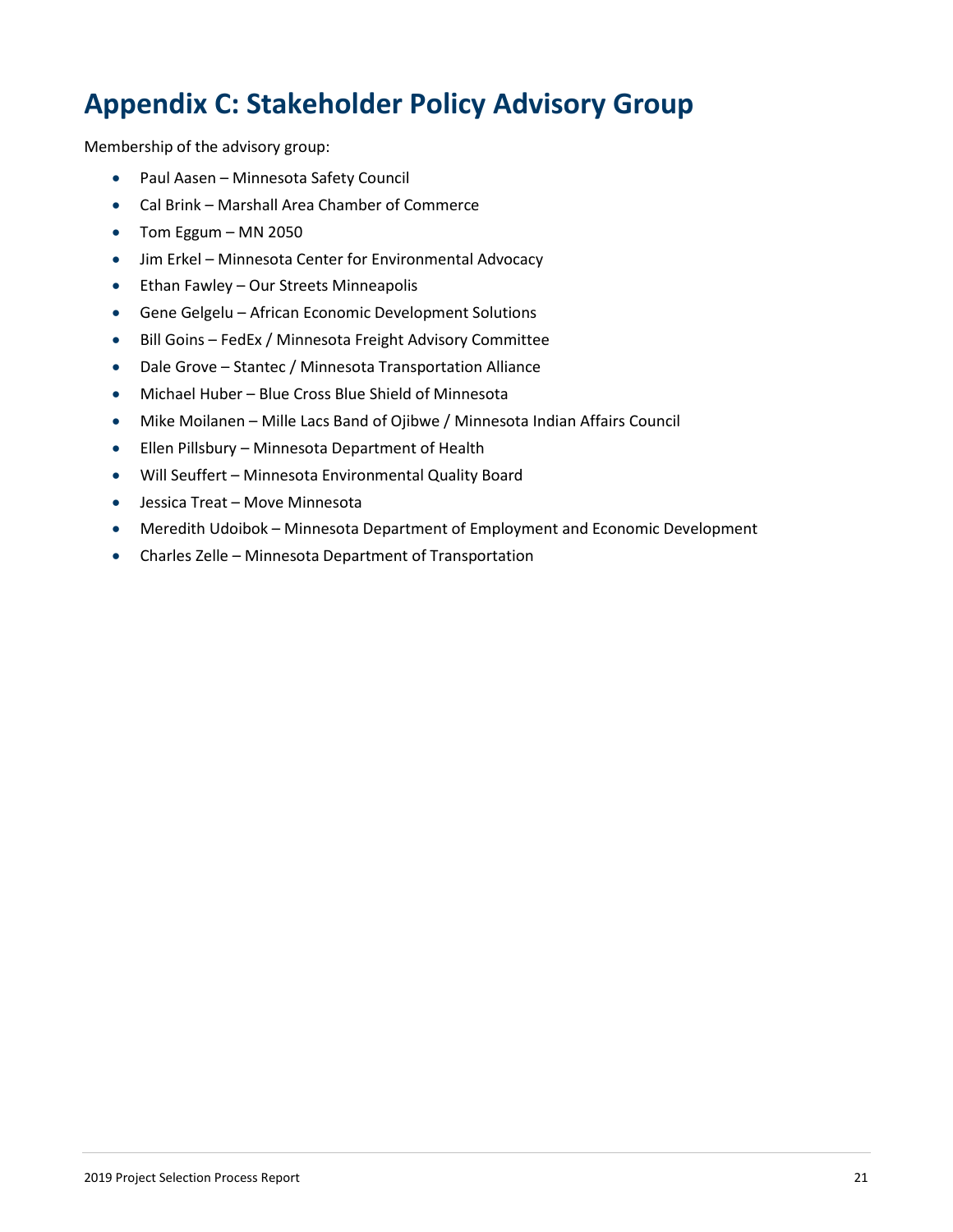# Appendix C: Stakeholder Policy Advisory Group

Membership of the advisory group:

- Paul Aasen – Minnesota Safety Council
- Cal Brink – Marshall Area Chamber of Commerce
- Tom Eggum – MN 2050
- Jim Erkel – Minnesota Center for Environmental Advocacy
- Ethan Fawley – Our Streets Minneapolis
- Gene Gelgelu – African Economic Development Solutions
- Bill Goins – FedEx / Minnesota Freight Advisory Committee
- Dale Grove – Stantec / Minnesota Transportation Alliance
- Michael Huber – Blue Cross Blue Shield of Minnesota
- Mike Moilanen – Mille Lacs Band of Ojibwe / Minnesota Indian Affairs Council
- Ellen Pillsbury – Minnesota Department of Health
- Will Seuffert – Minnesota Environmental Quality Board
- Jessica Treat – Move Minnesota
- Meredith Udoibok – Minnesota Department of Employment and Economic Development
- Charles Zelle – Minnesota Department of Transportation